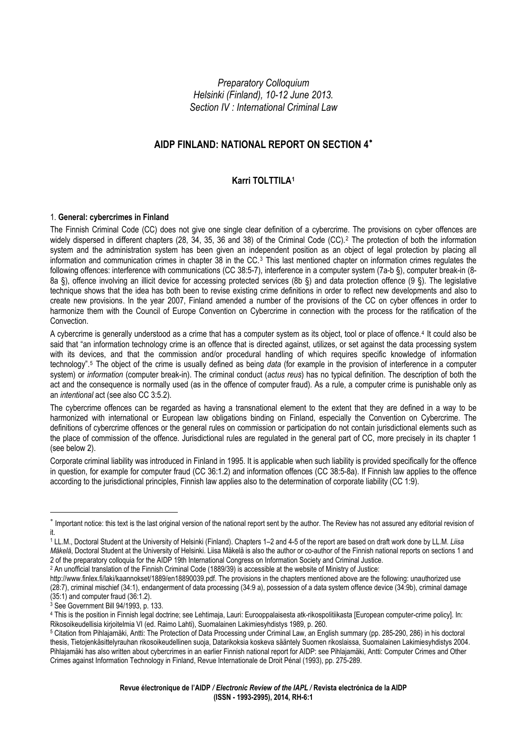*Preparatory Colloquium*
*Helsinki (Finland), 10-12 June 2013.*
*Section IV : International Criminal Law*

## AIDP FINLAND: NATIONAL REPORT ON SECTION 4[*]

### Karri TOLTTILA[1]

### 1. General: cybercrimes in Finland

The Finnish Criminal Code (CC) does not give one single clear definition of a cybercrime. The provisions on cyber offences are widely dispersed in different chapters (28, 34, 35, 36 and 38) of the Criminal Code (CC).[2] The protection of both the information system and the administration system has been given an independent position as an object of legal protection by placing all information and communication crimes in chapter 38 in the CC.[3] This last mentioned chapter on information crimes regulates the following offences: interference with communications (CC 38:5-7), interference in a computer system (7a-b §), computer break-in (8-8a §), offence involving an illicit device for accessing protected services (8b §) and data protection offence (9 §). The legislative technique shows that the idea has both been to revise existing crime definitions in order to reflect new developments and also to create new provisions. In the year 2007, Finland amended a number of the provisions of the CC on cyber offences in order to harmonize them with the Council of Europe Convention on Cybercrime in connection with the process for the ratification of the Convection.

A cybercrime is generally understood as a crime that has a computer system as its object, tool or place of offence.[4] It could also be said that "an information technology crime is an offence that is directed against, utilizes, or set against the data processing system with its devices, and that the commission and/or procedural handling of which requires specific knowledge of information technology".[5] The object of the crime is usually defined as being *data* (for example in the provision of interference in a computer system) or *information* (computer break-in). The criminal conduct (*actus reus*) has no typical definition. The description of both the act and the consequence is normally used (as in the offence of computer fraud). As a rule, a computer crime is punishable only as an *intentional* act (see also CC 3:5.2).

The cybercrime offences can be regarded as having a transnational element to the extent that they are defined in a way to be harmonized with international or European law obligations binding on Finland, especially the Convention on Cybercrime. The definitions of cybercrime offences or the general rules on commission or participation do not contain jurisdictional elements such as the place of commission of the offence. Jurisdictional rules are regulated in the general part of CC, more precisely in its chapter 1 (see below 2).

Corporate criminal liability was introduced in Finland in 1995. It is applicable when such liability is provided specifically for the offence in question, for example for computer fraud (CC 36:1.2) and information offences (CC 38:5-8a). If Finnish law applies to the offence according to the jurisdictional principles, Finnish law applies also to the determination of corporate liability (CC 1:9).

---

[*] Important notice: this text is the last original version of the national report sent by the author. The Review has not assured any editorial revision of it.

[1] LL.M., Doctoral Student at the University of Helsinki (Finland). Chapters 1–2 and 4-5 of the report are based on draft work done by LL.M. *Liisa Mäkelä*, Doctoral Student at the University of Helsinki. Liisa Mäkelä is also the author or co-author of the Finnish national reports on sections 1 and 2 of the preparatory colloquia for the AIDP 19th International Congress on Information Society and Criminal Justice.

[2] An unofficial translation of the Finnish Criminal Code (1889/39) is accessible at the website of Ministry of Justice: http://www.finlex.fi/laki/kaannokset/1889/en18890039.pdf. The provisions in the chapters mentioned above are the following: unauthorized use (28:7), criminal mischief (34:1), endangerment of data processing (34:9 a), possession of a data system offence device (34:9b), criminal damage (35:1) and computer fraud (36:1.2).

[3] See Government Bill 94/1993, p. 133.

[4] This is the position in Finnish legal doctrine; see Lehtimaja, Lauri: Eurooppalaisesta atk-rikospolitiikasta [European computer-crime policy]. In: Rikosoikeudellisia kirjoitelmia VI (ed. Raimo Lahti), Suomalainen Lakimiesyhdistys 1989, p. 260.

[5] Citation from Pihlajamäki, Antti: The Protection of Data Processing under Criminal Law, an English summary (pp. 285-290, 286) in his doctoral thesis, Tietojenkäsittelyrauhan rikosoikeudellinen suoja, Datarikoksia koskeva sääntely Suomen rikoslaissa, Suomalainen Lakimiesyhdistys 2004. Pihlajamäki has also written about cybercrimes in an earlier Finnish national report for AIDP: see Pihlajamäki, Antti: Computer Crimes and Other Crimes against Information Technology in Finland, Revue Internationale de Droit Pénal (1993), pp. 275-289.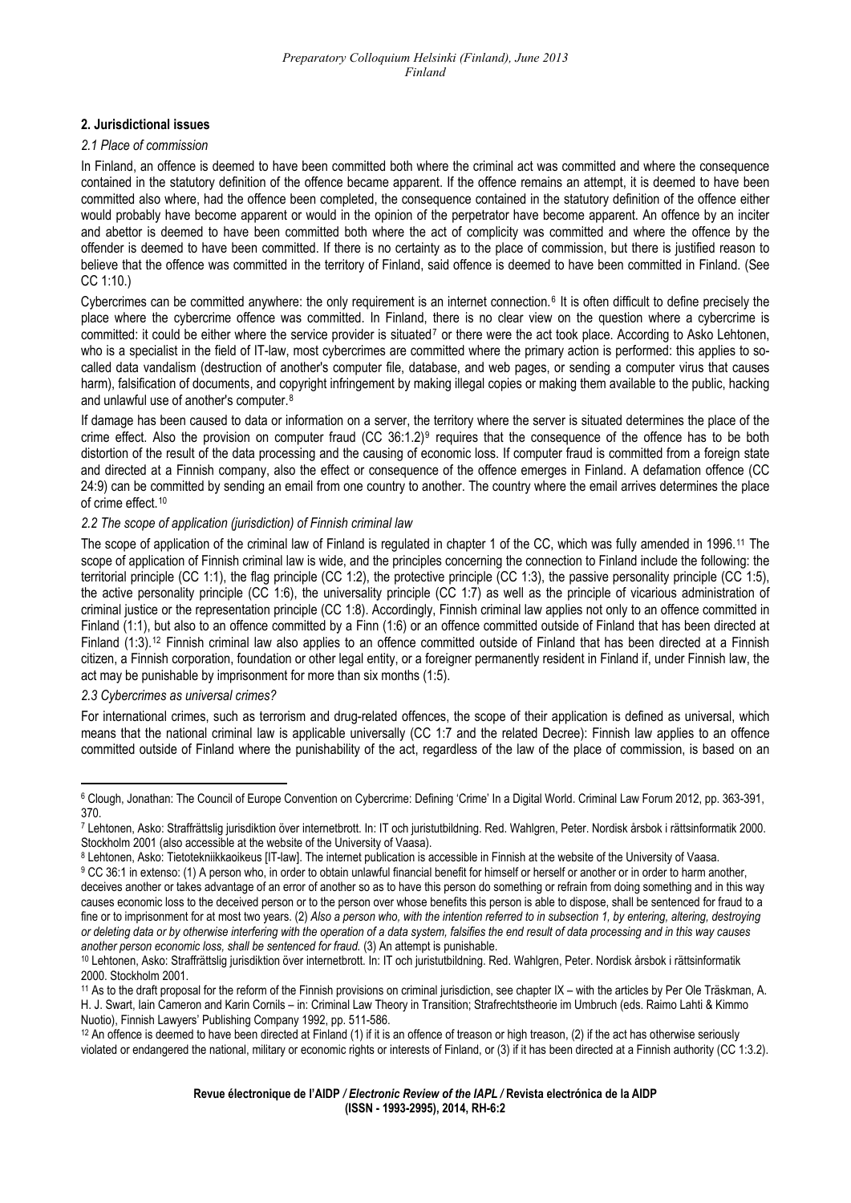## 2. Jurisdictional issues

### *2.1 Place of commission*

In Finland, an offence is deemed to have been committed both where the criminal act was committed and where the consequence contained in the statutory definition of the offence became apparent. If the offence remains an attempt, it is deemed to have been committed also where, had the offence been completed, the consequence contained in the statutory definition of the offence either would probably have become apparent or would in the opinion of the perpetrator have become apparent. An offence by an inciter and abettor is deemed to have been committed both where the act of complicity was committed and where the offence by the offender is deemed to have been committed. If there is no certainty as to the place of commission, but there is justified reason to believe that the offence was committed in the territory of Finland, said offence is deemed to have been committed in Finland. (See CC 1:10.)

Cybercrimes can be committed anywhere: the only requirement is an internet connection.[6] It is often difficult to define precisely the place where the cybercrime offence was committed. In Finland, there is no clear view on the question where a cybercrime is committed: it could be either where the service provider is situated[7] or there were the act took place. According to Asko Lehtonen, who is a specialist in the field of IT-law, most cybercrimes are committed where the primary action is performed: this applies to so-called data vandalism (destruction of another's computer file, database, and web pages, or sending a computer virus that causes harm), falsification of documents, and copyright infringement by making illegal copies or making them available to the public, hacking and unlawful use of another's computer.[8]

If damage has been caused to data or information on a server, the territory where the server is situated determines the place of the crime effect. Also the provision on computer fraud (CC 36:1.2)[9] requires that the consequence of the offence has to be both distortion of the result of the data processing and the causing of economic loss. If computer fraud is committed from a foreign state and directed at a Finnish company, also the effect or consequence of the offence emerges in Finland. A defamation offence (CC 24:9) can be committed by sending an email from one country to another. The country where the email arrives determines the place of crime effect.[10]

### *2.2 The scope of application (jurisdiction) of Finnish criminal law*

The scope of application of the criminal law of Finland is regulated in chapter 1 of the CC, which was fully amended in 1996.[11] The scope of application of Finnish criminal law is wide, and the principles concerning the connection to Finland include the following: the territorial principle (CC 1:1), the flag principle (CC 1:2), the protective principle (CC 1:3), the passive personality principle (CC 1:5), the active personality principle (CC 1:6), the universality principle (CC 1:7) as well as the principle of vicarious administration of criminal justice or the representation principle (CC 1:8). Accordingly, Finnish criminal law applies not only to an offence committed in Finland (1:1), but also to an offence committed by a Finn (1:6) or an offence committed outside of Finland that has been directed at Finland (1:3).[12] Finnish criminal law also applies to an offence committed outside of Finland that has been directed at a Finnish citizen, a Finnish corporation, foundation or other legal entity, or a foreigner permanently resident in Finland if, under Finnish law, the act may be punishable by imprisonment for more than six months (1:5).

### *2.3 Cybercrimes as universal crimes?*

For international crimes, such as terrorism and drug-related offences, the scope of their application is defined as universal, which means that the national criminal law is applicable universally (CC 1:7 and the related Decree): Finnish law applies to an offence committed outside of Finland where the punishability of the act, regardless of the law of the place of commission, is based on an

---

[6] Clough, Jonathan: The Council of Europe Convention on Cybercrime: Defining 'Crime' In a Digital World. Criminal Law Forum 2012, pp. 363-391, 370.

[7] Lehtonen, Asko: Straffrättslig jurisdiktion över internetbrott. In: IT och juristutbildning. Red. Wahlgren, Peter. Nordisk årsbok i rättsinformatik 2000. Stockholm 2001 (also accessible at the website of the University of Vaasa).

[8] Lehtonen, Asko: Tietotekniikkaoikeus [IT-law]. The internet publication is accessible in Finnish at the website of the University of Vaasa.

[9] CC 36:1 in extenso: (1) A person who, in order to obtain unlawful financial benefit for himself or herself or another or in order to harm another, deceives another or takes advantage of an error of another so as to have this person do something or refrain from doing something and in this way causes economic loss to the deceived person or to the person over whose benefits this person is able to dispose, shall be sentenced for fraud to a fine or to imprisonment for at most two years. (2) *Also a person who, with the intention referred to in subsection 1, by entering, altering, destroying or deleting data or by otherwise interfering with the operation of a data system, falsifies the end result of data processing and in this way causes another person economic loss, shall be sentenced for fraud.* (3) An attempt is punishable.

[10] Lehtonen, Asko: Straffrättslig jurisdiktion över internetbrott. In: IT och juristutbildning. Red. Wahlgren, Peter. Nordisk årsbok i rättsinformatik 2000. Stockholm 2001.

[11] As to the draft proposal for the reform of the Finnish provisions on criminal jurisdiction, see chapter IX – with the articles by Per Ole Träskman, A. H. J. Swart, Iain Cameron and Karin Cornils – in: Criminal Law Theory in Transition; Strafrechtstheorie im Umbruch (eds. Raimo Lahti & Kimmo Nuotio), Finnish Lawyers' Publishing Company 1992, pp. 511-586.

[12] An offence is deemed to have been directed at Finland (1) if it is an offence of treason or high treason, (2) if the act has otherwise seriously violated or endangered the national, military or economic rights or interests of Finland, or (3) if it has been directed at a Finnish authority (CC 1:3.2).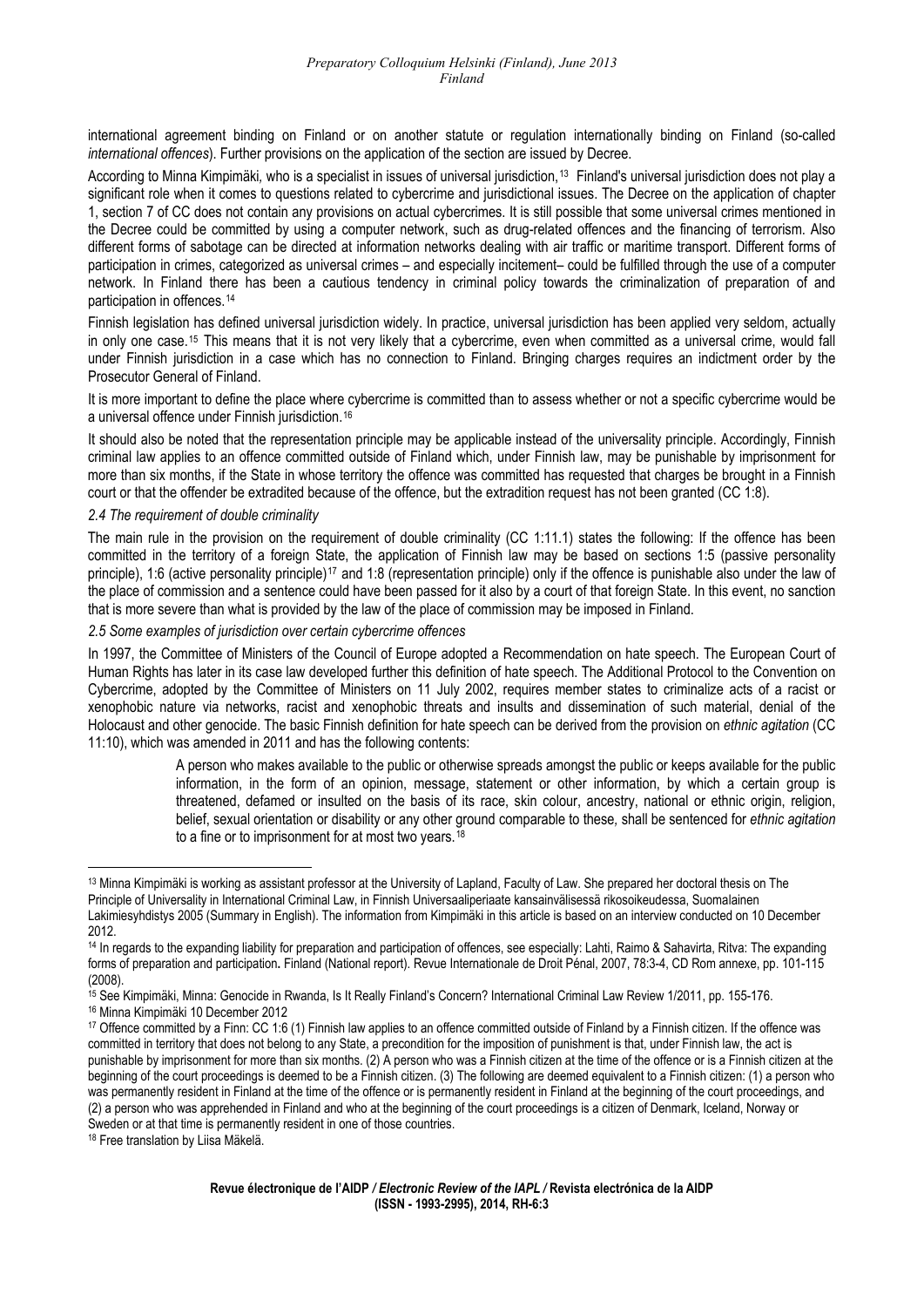international agreement binding on Finland or on another statute or regulation internationally binding on Finland (so-called *international offences*). Further provisions on the application of the section are issued by Decree.

According to Minna Kimpimäki, who is a specialist in issues of universal jurisdiction,[13] Finland's universal jurisdiction does not play a significant role when it comes to questions related to cybercrime and jurisdictional issues. The Decree on the application of chapter 1, section 7 of CC does not contain any provisions on actual cybercrimes. It is still possible that some universal crimes mentioned in the Decree could be committed by using a computer network, such as drug-related offences and the financing of terrorism. Also different forms of sabotage can be directed at information networks dealing with air traffic or maritime transport. Different forms of participation in crimes, categorized as universal crimes – and especially incitement– could be fulfilled through the use of a computer network. In Finland there has been a cautious tendency in criminal policy towards the criminalization of preparation of and participation in offences.[14]

Finnish legislation has defined universal jurisdiction widely. In practice, universal jurisdiction has been applied very seldom, actually in only one case.[15] This means that it is not very likely that a cybercrime, even when committed as a universal crime, would fall under Finnish jurisdiction in a case which has no connection to Finland. Bringing charges requires an indictment order by the Prosecutor General of Finland.

It is more important to define the place where cybercrime is committed than to assess whether or not a specific cybercrime would be a universal offence under Finnish jurisdiction.[16]

It should also be noted that the representation principle may be applicable instead of the universality principle. Accordingly, Finnish criminal law applies to an offence committed outside of Finland which, under Finnish law, may be punishable by imprisonment for more than six months, if the State in whose territory the offence was committed has requested that charges be brought in a Finnish court or that the offender be extradited because of the offence, but the extradition request has not been granted (CC 1:8).

### *2.4 The requirement of double criminality*

The main rule in the provision on the requirement of double criminality (CC 1:11.1) states the following: If the offence has been committed in the territory of a foreign State, the application of Finnish law may be based on sections 1:5 (passive personality principle), 1:6 (active personality principle)[17] and 1:8 (representation principle) only if the offence is punishable also under the law of the place of commission and a sentence could have been passed for it also by a court of that foreign State. In this event, no sanction that is more severe than what is provided by the law of the place of commission may be imposed in Finland.

### *2.5 Some examples of jurisdiction over certain cybercrime offences*

In 1997, the Committee of Ministers of the Council of Europe adopted a Recommendation on hate speech. The European Court of Human Rights has later in its case law developed further this definition of hate speech. The Additional Protocol to the Convention on Cybercrime, adopted by the Committee of Ministers on 11 July 2002, requires member states to criminalize acts of a racist or xenophobic nature via networks, racist and xenophobic threats and insults and dissemination of such material, denial of the Holocaust and other genocide. The basic Finnish definition for hate speech can be derived from the provision on *ethnic agitation* (CC 11:10), which was amended in 2011 and has the following contents:

> A person who makes available to the public or otherwise spreads amongst the public or keeps available for the public information, in the form of an opinion, message, statement or other information, by which a certain group is threatened, defamed or insulted on the basis of its race, skin colour, ancestry, national or ethnic origin, religion, belief, sexual orientation or disability or any other ground comparable to these, shall be sentenced for *ethnic agitation* to a fine or to imprisonment for at most two years.[18]

---

[13] Minna Kimpimäki is working as assistant professor at the University of Lapland, Faculty of Law. She prepared her doctoral thesis on The Principle of Universality in International Criminal Law, in Finnish Universaaliperiaate kansainvälisessä rikosoikeudessa, Suomalainen Lakimiesyhdistys 2005 (Summary in English). The information from Kimpimäki in this article is based on an interview conducted on 10 December 2012.

[14] In regards to the expanding liability for preparation and participation of offences, see especially: Lahti, Raimo & Sahavirta, Ritva: The expanding forms of preparation and participation**.** Finland (National report). Revue Internationale de Droit Pénal, 2007, 78:3-4, CD Rom annexe, pp. 101-115 (2008).

[15] See Kimpimäki, Minna: Genocide in Rwanda, Is It Really Finland's Concern? International Criminal Law Review 1/2011, pp. 155-176.

[16] Minna Kimpimäki 10 December 2012

[17] Offence committed by a Finn: CC 1:6 (1) Finnish law applies to an offence committed outside of Finland by a Finnish citizen. If the offence was committed in territory that does not belong to any State, a precondition for the imposition of punishment is that, under Finnish law, the act is punishable by imprisonment for more than six months. (2) A person who was a Finnish citizen at the time of the offence or is a Finnish citizen at the beginning of the court proceedings is deemed to be a Finnish citizen. (3) The following are deemed equivalent to a Finnish citizen: (1) a person who was permanently resident in Finland at the time of the offence or is permanently resident in Finland at the beginning of the court proceedings, and (2) a person who was apprehended in Finland and who at the beginning of the court proceedings is a citizen of Denmark, Iceland, Norway or Sweden or at that time is permanently resident in one of those countries.

[18] Free translation by Liisa Mäkelä.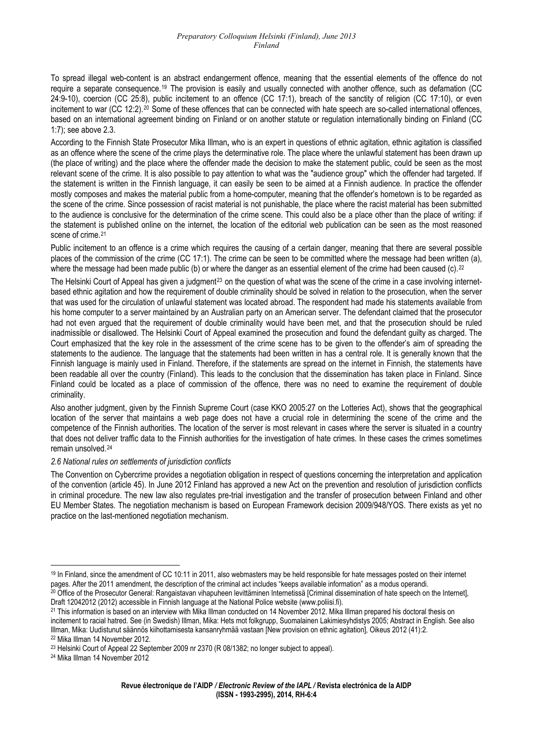To spread illegal web-content is an abstract endangerment offence, meaning that the essential elements of the offence do not require a separate consequence.[19] The provision is easily and usually connected with another offence, such as defamation (CC 24:9-10), coercion (CC 25:8), public incitement to an offence (CC 17:1), breach of the sanctity of religion (CC 17:10), or even incitement to war (CC 12:2).[20] Some of these offences that can be connected with hate speech are so-called international offences, based on an international agreement binding on Finland or on another statute or regulation internationally binding on Finland (CC 1:7); see above 2.3.

According to the Finnish State Prosecutor Mika Illman**,** who is an expert in questions of ethnic agitation, ethnic agitation is classified as an offence where the scene of the crime plays the determinative role. The place where the unlawful statement has been drawn up (the place of writing) and the place where the offender made the decision to make the statement public, could be seen as the most relevant scene of the crime. It is also possible to pay attention to what was the "audience group" which the offender had targeted. If the statement is written in the Finnish language, it can easily be seen to be aimed at a Finnish audience. In practice the offender mostly composes and makes the material public from a home-computer, meaning that the offender's hometown is to be regarded as the scene of the crime. Since possession of racist material is not punishable, the place where the racist material has been submitted to the audience is conclusive for the determination of the crime scene. This could also be a place other than the place of writing: if the statement is published online on the internet, the location of the editorial web publication can be seen as the most reasoned scene of crime.[21]

Public incitement to an offence is a crime which requires the causing of a certain danger, meaning that there are several possible places of the commission of the crime (CC 17:1). The crime can be seen to be committed where the message had been written (a), where the message had been made public (b) or where the danger as an essential element of the crime had been caused (c).[22]

The Helsinki Court of Appeal has given a judgment[23] on the question of what was the scene of the crime in a case involving internet-based ethnic agitation and how the requirement of double criminality should be solved in relation to the prosecution, when the server that was used for the circulation of unlawful statement was located abroad. The respondent had made his statements available from his home computer to a server maintained by an Australian party on an American server. The defendant claimed that the prosecutor had not even argued that the requirement of double criminality would have been met, and that the prosecution should be ruled inadmissible or disallowed. The Helsinki Court of Appeal examined the prosecution and found the defendant guilty as charged. The Court emphasized that the key role in the assessment of the crime scene has to be given to the offender's aim of spreading the statements to the audience. The language that the statements had been written in has a central role. It is generally known that the Finnish language is mainly used in Finland. Therefore, if the statements are spread on the internet in Finnish, the statements have been readable all over the country (Finland). This leads to the conclusion that the dissemination has taken place in Finland. Since Finland could be located as a place of commission of the offence, there was no need to examine the requirement of double criminality.

Also another judgment, given by the Finnish Supreme Court (case KKO 2005:27 on the Lotteries Act), shows that the geographical location of the server that maintains a web page does not have a crucial role in determining the scene of the crime and the competence of the Finnish authorities. The location of the server is most relevant in cases where the server is situated in a country that does not deliver traffic data to the Finnish authorities for the investigation of hate crimes. In these cases the crimes sometimes remain unsolved.[24]

*2.6 National rules on settlements of jurisdiction conflicts*

The Convention on Cybercrime provides a negotiation obligation in respect of questions concerning the interpretation and application of the convention (article 45). In June 2012 Finland has approved a new Act on the prevention and resolution of jurisdiction conflicts in criminal procedure. The new law also regulates pre-trial investigation and the transfer of prosecution between Finland and other EU Member States. The negotiation mechanism is based on European Framework decision 2009/948/YOS. There exists as yet no practice on the last-mentioned negotiation mechanism.

---

[19] In Finland, since the amendment of CC 10:11 in 2011, also webmasters may be held responsible for hate messages posted on their internet pages. After the 2011 amendment, the description of the criminal act includes "keeps available information" as a modus operandi.

[20] Office of the Prosecutor General: Rangaistavan vihapuheen levittäminen Internetissä [Criminal dissemination of hate speech on the Internet], Draft 12042012 (2012) accessible in Finnish language at the National Police website (www.poliisi.fi).

[21] This information is based on an interview with Mika Illman conducted on 14 November 2012. Mika Illman prepared his doctoral thesis on incitement to racial hatred. See (in Swedish) Illman, Mika: Hets mot folkgrupp, Suomalainen Lakimiesyhdistys 2005; Abstract in English. See also Illman, Mika: Uudistunut säännös kiihottamisesta kansanryhmää vastaan [New provision on ethnic agitation], Oikeus 2012 (41):2.

[22] Mika Illman 14 November 2012.

[23] Helsinki Court of Appeal 22 September 2009 nr 2370 (R 08/1382; no longer subject to appeal).

[24] Mika Illman 14 November 2012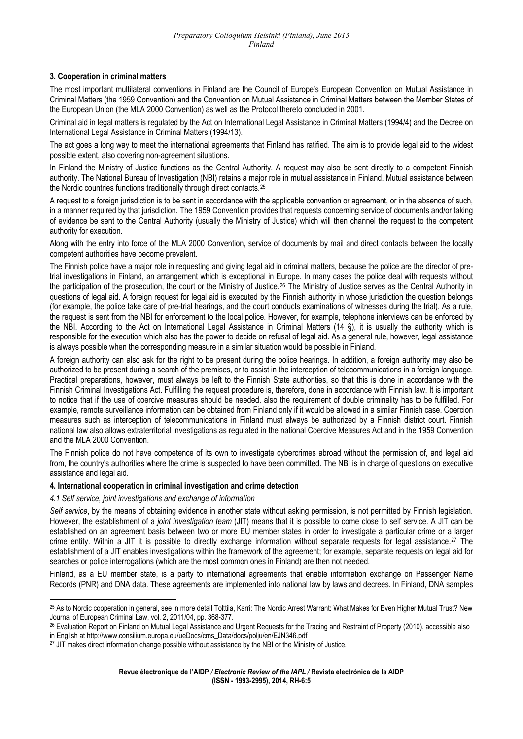### 3. Cooperation in criminal matters

The most important multilateral conventions in Finland are the Council of Europe's European Convention on Mutual Assistance in Criminal Matters (the 1959 Convention) and the Convention on Mutual Assistance in Criminal Matters between the Member States of the European Union (the MLA 2000 Convention) as well as the Protocol thereto concluded in 2001.

Criminal aid in legal matters is regulated by the Act on International Legal Assistance in Criminal Matters (1994/4) and the Decree on International Legal Assistance in Criminal Matters (1994/13).

The act goes a long way to meet the international agreements that Finland has ratified. The aim is to provide legal aid to the widest possible extent, also covering non-agreement situations.

In Finland the Ministry of Justice functions as the Central Authority. A request may also be sent directly to a competent Finnish authority. The National Bureau of Investigation (NBI) retains a major role in mutual assistance in Finland. Mutual assistance between the Nordic countries functions traditionally through direct contacts.[25]

A request to a foreign jurisdiction is to be sent in accordance with the applicable convention or agreement, or in the absence of such, in a manner required by that jurisdiction. The 1959 Convention provides that requests concerning service of documents and/or taking of evidence be sent to the Central Authority (usually the Ministry of Justice) which will then channel the request to the competent authority for execution.

Along with the entry into force of the MLA 2000 Convention, service of documents by mail and direct contacts between the locally competent authorities have become prevalent.

The Finnish police have a major role in requesting and giving legal aid in criminal matters, because the police are the director of pre-trial investigations in Finland, an arrangement which is exceptional in Europe. In many cases the police deal with requests without the participation of the prosecution, the court or the Ministry of Justice.[26] The Ministry of Justice serves as the Central Authority in questions of legal aid. A foreign request for legal aid is executed by the Finnish authority in whose jurisdiction the question belongs (for example, the police take care of pre-trial hearings, and the court conducts examinations of witnesses during the trial). As a rule, the request is sent from the NBI for enforcement to the local police. However, for example, telephone interviews can be enforced by the NBI. According to the Act on International Legal Assistance in Criminal Matters (14 §), it is usually the authority which is responsible for the execution which also has the power to decide on refusal of legal aid. As a general rule, however, legal assistance is always possible when the corresponding measure in a similar situation would be possible in Finland.

A foreign authority can also ask for the right to be present during the police hearings. In addition, a foreign authority may also be authorized to be present during a search of the premises, or to assist in the interception of telecommunications in a foreign language. Practical preparations, however, must always be left to the Finnish State authorities, so that this is done in accordance with the Finnish Criminal Investigations Act. Fulfilling the request procedure is, therefore, done in accordance with Finnish law. It is important to notice that if the use of coercive measures should be needed, also the requirement of double criminality has to be fulfilled. For example, remote surveillance information can be obtained from Finland only if it would be allowed in a similar Finnish case. Coercion measures such as interception of telecommunications in Finland must always be authorized by a Finnish district court. Finnish national law also allows extraterritorial investigations as regulated in the national Coercive Measures Act and in the 1959 Convention and the MLA 2000 Convention.

The Finnish police do not have competence of its own to investigate cybercrimes abroad without the permission of, and legal aid from, the country's authorities where the crime is suspected to have been committed. The NBI is in charge of questions on executive assistance and legal aid.

### 4. International cooperation in criminal investigation and crime detection

#### *4.1 Self service, joint investigations and exchange of information*

*Self service*, by the means of obtaining evidence in another state without asking permission, is not permitted by Finnish legislation. However, the establishment of a *joint investigation team* (JIT) means that it is possible to come close to self service. A JIT can be established on an agreement basis between two or more EU member states in order to investigate a particular crime or a larger crime entity. Within a JIT it is possible to directly exchange information without separate requests for legal assistance.[27] The establishment of a JIT enables investigations within the framework of the agreement; for example, separate requests on legal aid for searches or police interrogations (which are the most common ones in Finland) are then not needed.

Finland, as a EU member state, is a party to international agreements that enable information exchange on Passenger Name Records (PNR) and DNA data. These agreements are implemented into national law by laws and decrees. In Finland, DNA samples

---

[25] As to Nordic cooperation in general, see in more detail Tolttila, Karri: The Nordic Arrest Warrant: What Makes for Even Higher Mutual Trust? New Journal of European Criminal Law, vol. 2, 2011/04, pp. 368-377.

[26] Evaluation Report on Finland on Mutual Legal Assistance and Urgent Requests for the Tracing and Restraint of Property (2010), accessible also in English at http://www.consilium.europa.eu/ueDocs/cms_Data/docs/polju/en/EJN346.pdf

[27] JIT makes direct information change possible without assistance by the NBI or the Ministry of Justice.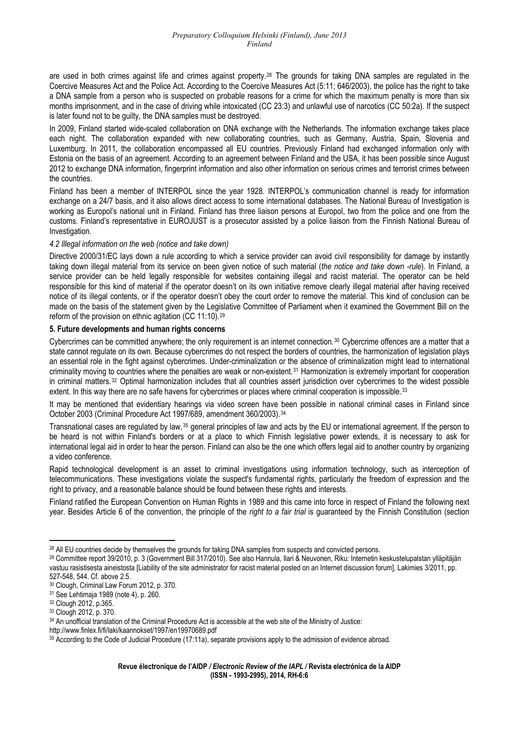are used in both crimes against life and crimes against property.[28] The grounds for taking DNA samples are regulated in the Coercive Measures Act and the Police Act. According to the Coercive Measures Act (5:11; 646/2003), the police has the right to take a DNA sample from a person who is suspected on probable reasons for a crime for which the maximum penalty is more than six months imprisonment, and in the case of driving while intoxicated (CC 23:3) and unlawful use of narcotics (CC 50:2a). If the suspect is later found not to be guilty, the DNA samples must be destroyed.

In 2009, Finland started wide-scaled collaboration on DNA exchange with the Netherlands. The information exchange takes place each night. The collaboration expanded with new collaborating countries, such as Germany, Austria, Spain, Slovenia and Luxemburg. In 2011, the collaboration encompassed all EU countries. Previously Finland had exchanged information only with Estonia on the basis of an agreement. According to an agreement between Finland and the USA, it has been possible since August 2012 to exchange DNA information, fingerprint information and also other information on serious crimes and terrorist crimes between the countries.

Finland has been a member of INTERPOL since the year 1928. INTERPOL's communication channel is ready for information exchange on a 24/7 basis, and it also allows direct access to some international databases. The National Bureau of Investigation is working as Europol's national unit in Finland. Finland has three liaison persons at Europol, two from the police and one from the customs. Finland's representative in EUROJUST is a prosecutor assisted by a police liaison from the Finnish National Bureau of Investigation.

### *4.2 Illegal information on the web (notice and take down)*

Directive 2000/31/EC lays down a rule according to which a service provider can avoid civil responsibility for damage by instantly taking down illegal material from its service on been given notice of such material (*the notice and take down -rule*). In Finland, a service provider can be held legally responsible for websites containing illegal and racist material. The operator can be held responsible for this kind of material if the operator doesn't on its own initiative remove clearly illegal material after having received notice of its illegal contents, or if the operator doesn't obey the court order to remove the material. This kind of conclusion can be made on the basis of the statement given by the Legislative Committee of Parliament when it examined the Government Bill on the reform of the provision on ethnic agitation (CC 11:10).[29]

## **5. Future developments and human rights concerns**

Cybercrimes can be committed anywhere; the only requirement is an internet connection.[30] Cybercrime offences are a matter that a state cannot regulate on its own. Because cybercrimes do not respect the borders of countries, the harmonization of legislation plays an essential role in the fight against cybercrimes. Under-criminalization or the absence of criminalization might lead to international criminality moving to countries where the penalties are weak or non-existent.[31] Harmonization is extremely important for cooperation in criminal matters.[32] Optimal harmonization includes that all countries assert jurisdiction over cybercrimes to the widest possible extent. In this way there are no safe havens for cybercrimes or places where criminal cooperation is impossible.[33]

It may be mentioned that evidentiary hearings via video screen have been possible in national criminal cases in Finland since October 2003 (Criminal Procedure Act 1997/689, amendment 360/2003).[34]

Transnational cases are regulated by law,[35] general principles of law and acts by the EU or international agreement. If the person to be heard is not within Finland's borders or at a place to which Finnish legislative power extends, it is necessary to ask for international legal aid in order to hear the person. Finland can also be the one which offers legal aid to another country by organizing a video conference.

Rapid technological development is an asset to criminal investigations using information technology, such as interception of telecommunications. These investigations violate the suspect's fundamental rights, particularly the freedom of expression and the right to privacy, and a reasonable balance should be found between these rights and interests.

Finland ratified the European Convention on Human Rights in 1989 and this came into force in respect of Finland the following next year. Besides Article 6 of the convention, the principle of the *right to a fair trial* is guaranteed by the Finnish Constitution (section

---

[28] All EU countries decide by themselves the grounds for taking DNA samples from suspects and convicted persons.

[29] Committee report 39/2010, p. 3 (Government Bill 317/2010). See also Hannula, Ilari & Neuvonen, Riku: Internetin keskustelupalstan ylläpitäjän vastuu rasistisesta aineistosta [Liability of the site administrator for racist material posted on an Internet discussion forum], Lakimies 3/2011, pp. 527-548, 544. Cf. above 2.5.

[30] Clough, Criminal Law Forum 2012, p. 370.

[31] See Lehtimaja 1989 (note 4), p. 260.

[32] Clough 2012, p.365.

[33] Clough 2012, p. 370.

[34] An unofficial translation of the Criminal Procedure Act is accessible at the web site of the Ministry of Justice: http://www.finlex.fi/fi/laki/kaannokset/1997/en19970689.pdf

[35] According to the Code of Judicial Procedure (17:11a), separate provisions apply to the admission of evidence abroad.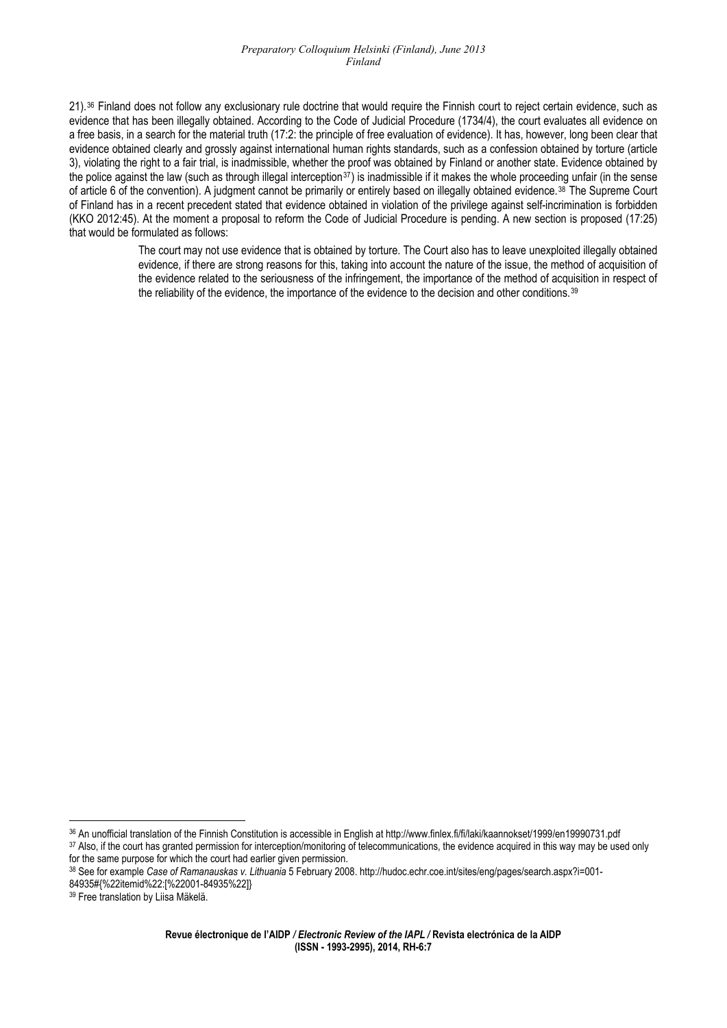21).[36] Finland does not follow any exclusionary rule doctrine that would require the Finnish court to reject certain evidence, such as evidence that has been illegally obtained. According to the Code of Judicial Procedure (1734/4), the court evaluates all evidence on a free basis, in a search for the material truth (17:2: the principle of free evaluation of evidence). It has, however, long been clear that evidence obtained clearly and grossly against international human rights standards, such as a confession obtained by torture (article 3), violating the right to a fair trial, is inadmissible, whether the proof was obtained by Finland or another state. Evidence obtained by the police against the law (such as through illegal interception[37]) is inadmissible if it makes the whole proceeding unfair (in the sense of article 6 of the convention). A judgment cannot be primarily or entirely based on illegally obtained evidence.[38] The Supreme Court of Finland has in a recent precedent stated that evidence obtained in violation of the privilege against self-incrimination is forbidden (KKO 2012:45). At the moment a proposal to reform the Code of Judicial Procedure is pending. A new section is proposed (17:25) that would be formulated as follows:

> The court may not use evidence that is obtained by torture. The Court also has to leave unexploited illegally obtained evidence, if there are strong reasons for this, taking into account the nature of the issue, the method of acquisition of the evidence related to the seriousness of the infringement, the importance of the method of acquisition in respect of the reliability of the evidence, the importance of the evidence to the decision and other conditions.[39]

---

[36] An unofficial translation of the Finnish Constitution is accessible in English at http://www.finlex.fi/fi/laki/kaannokset/1999/en19990731.pdf

[37] Also, if the court has granted permission for interception/monitoring of telecommunications, the evidence acquired in this way may be used only for the same purpose for which the court had earlier given permission.

[38] See for example *Case of Ramanauskas v. Lithuania* 5 February 2008. http://hudoc.echr.coe.int/sites/eng/pages/search.aspx?i=001-84935#{%22itemid%22:[%22001-84935%22]}

[39] Free translation by Liisa Mäkelä.